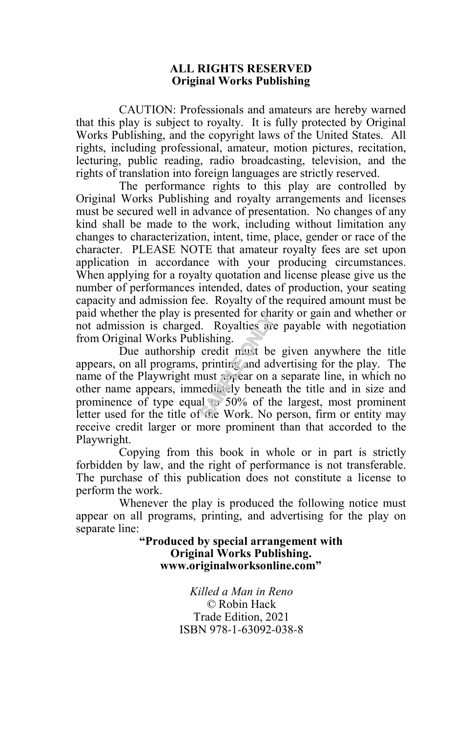**ALL RIGHTS RESERVED**
**Original Works Publishing**

CAUTION: Professionals and amateurs are hereby warned that this play is subject to royalty. It is fully protected by Original Works Publishing, and the copyright laws of the United States. All rights, including professional, amateur, motion pictures, recitation, lecturing, public reading, radio broadcasting, television, and the rights of translation into foreign languages are strictly reserved.

The performance rights to this play are controlled by Original Works Publishing and royalty arrangements and licenses must be secured well in advance of presentation. No changes of any kind shall be made to the work, including without limitation any changes to characterization, intent, time, place, gender or race of the character. PLEASE NOTE that amateur royalty fees are set upon application in accordance with your producing circumstances. When applying for a royalty quotation and license please give us the number of performances intended, dates of production, your seating capacity and admission fee. Royalty of the required amount must be paid whether the play is presented for charity or gain and whether or not admission is charged. Royalties are payable with negotiation from Original Works Publishing.

Due authorship credit must be given anywhere the title appears, on all programs, printing and advertising for the play. The name of the Playwright must appear on a separate line, in which no other name appears, immediately beneath the title and in size and prominence of type equal to 50% of the largest, most prominent letter used for the title of the Work. No person, firm or entity may receive credit larger or more prominent than that accorded to the Playwright.

Copying from this book in whole or in part is strictly forbidden by law, and the right of performance is not transferable. The purchase of this publication does not constitute a license to perform the work.

Whenever the play is produced the following notice must appear on all programs, printing, and advertising for the play on separate line:

**"Produced by special arrangement with**
**Original Works Publishing.**
**www.originalworksonline.com"**

*Killed a Man in Reno*
© Robin Hack
Trade Edition, 2021
ISBN 978-1-63092-038-8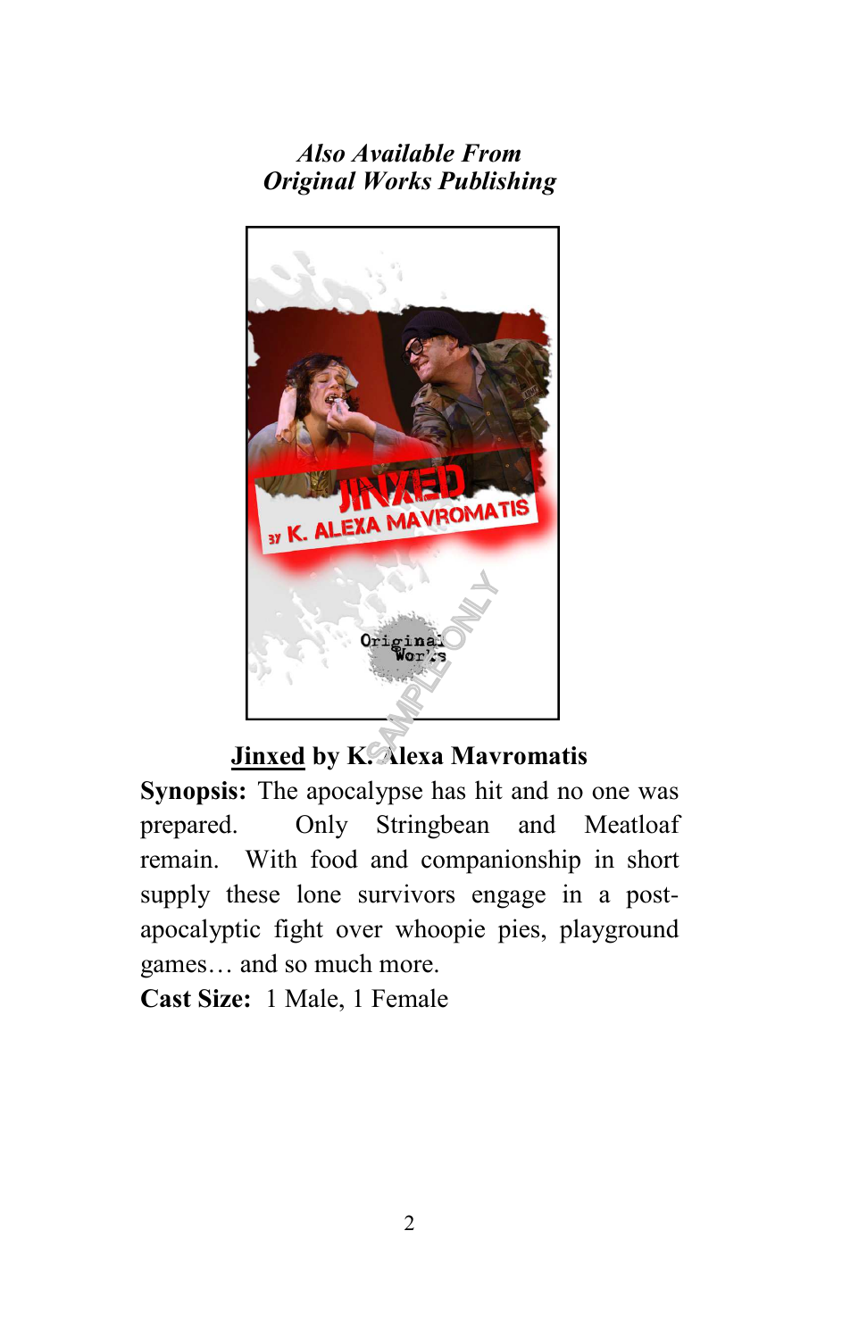***Also Available From***
***Original Works Publishing***

**Jinxed by K. Alexa Mavromatis**

**Synopsis:** The apocalypse has hit and no one was prepared. Only Stringbean and Meatloaf remain. With food and companionship in short supply these lone survivors engage in a post-apocalyptic fight over whoopie pies, playground games… and so much more.

**Cast Size:** 1 Male, 1 Female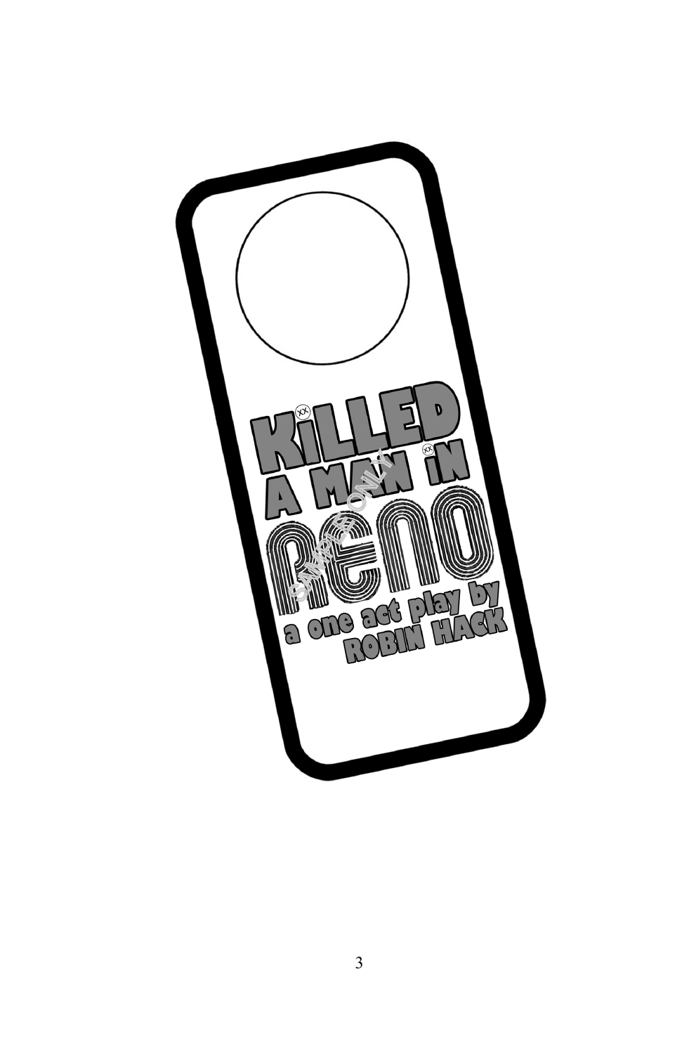# KILLED A MAN IN RENO

a one act play by
ROBIN HACK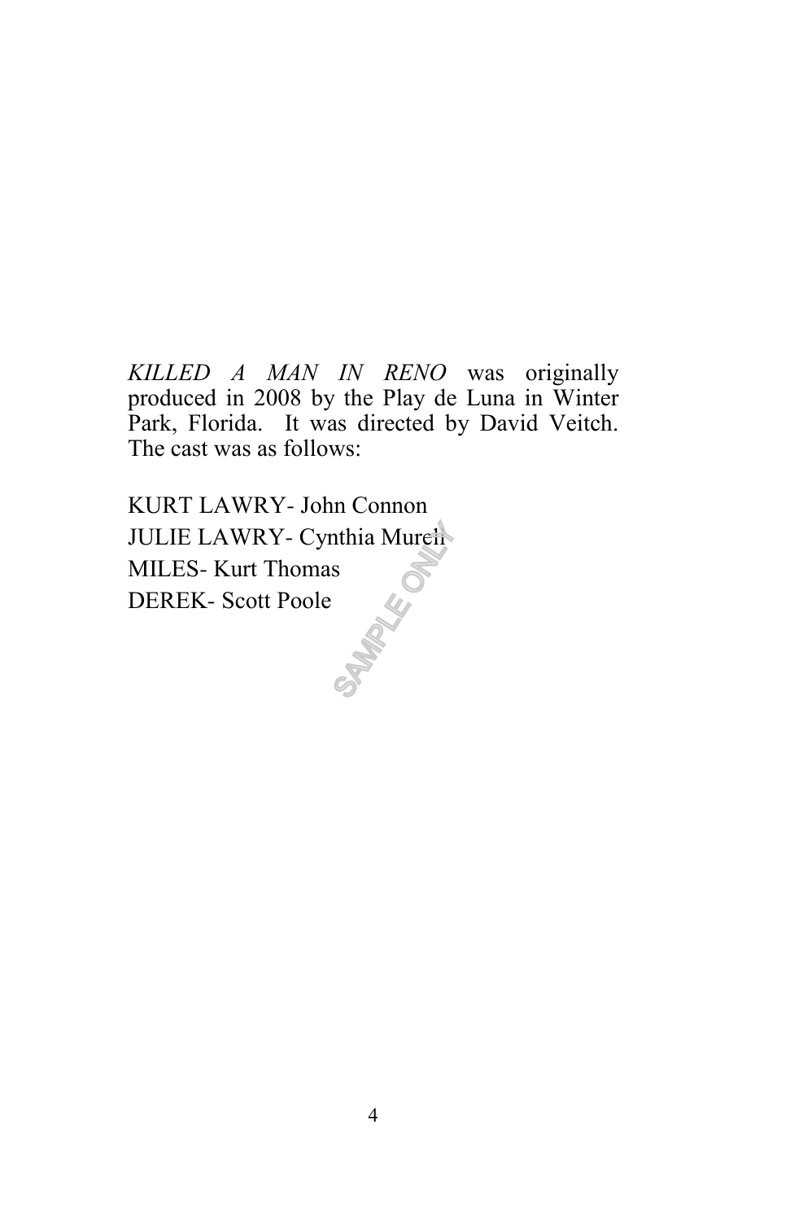*KILLED A MAN IN RENO* was originally produced in 2008 by the Play de Luna in Winter Park, Florida. It was directed by David Veitch. The cast was as follows:

KURT LAWRY- John Connon
JULIE LAWRY- Cynthia Murell
MILES- Kurt Thomas
DEREK- Scott Poole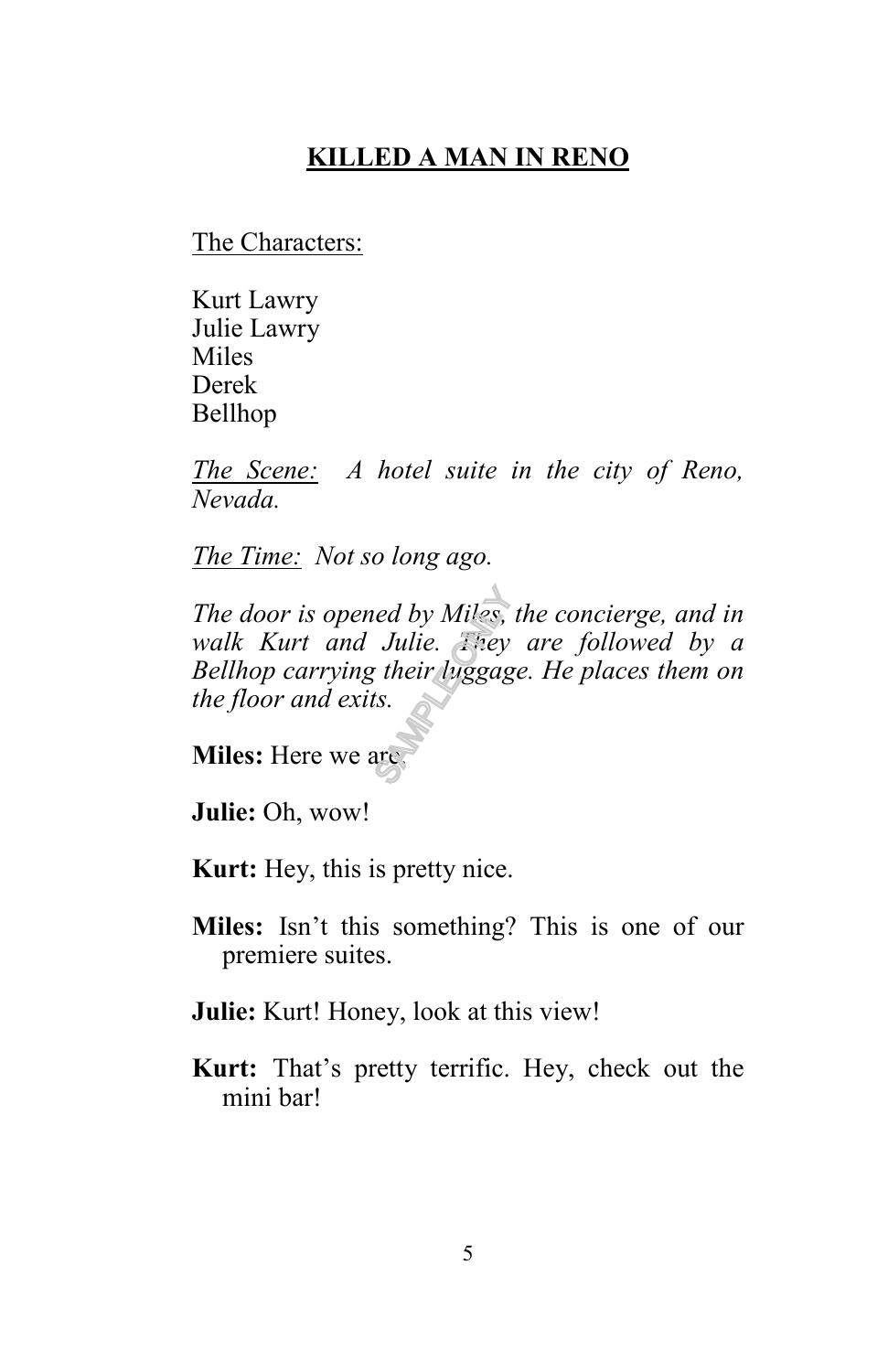# KILLED A MAN IN RENO

The Characters:

Kurt Lawry
Julie Lawry
Miles
Derek
Bellhop

*The Scene:* *A hotel suite in the city of Reno, Nevada.*

*The Time:* *Not so long ago.*

*The door is opened by Miles, the concierge, and in walk Kurt and Julie. They are followed by a Bellhop carrying their luggage. He places them on the floor and exits.*

**Miles:** Here we are.

**Julie:** Oh, wow!

**Kurt:** Hey, this is pretty nice.

**Miles:** Isn't this something? This is one of our premiere suites.

**Julie:** Kurt! Honey, look at this view!

**Kurt:** That's pretty terrific. Hey, check out the mini bar!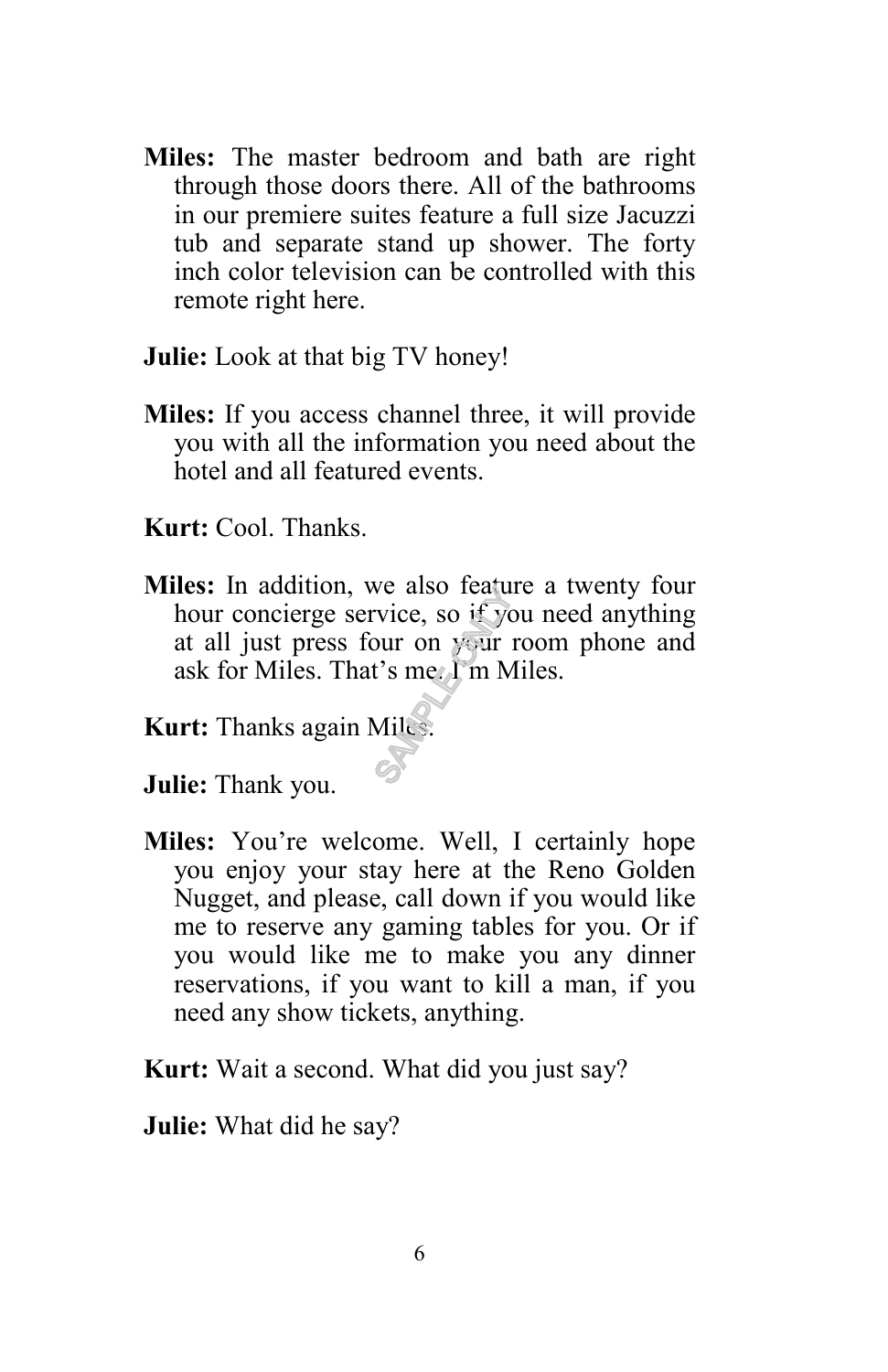**Miles:** The master bedroom and bath are right through those doors there. All of the bathrooms in our premiere suites feature a full size Jacuzzi tub and separate stand up shower. The forty inch color television can be controlled with this remote right here.

**Julie:** Look at that big TV honey!

**Miles:** If you access channel three, it will provide you with all the information you need about the hotel and all featured events.

**Kurt:** Cool. Thanks.

**Miles:** In addition, we also feature a twenty four hour concierge service, so if you need anything at all just press four on your room phone and ask for Miles. That's me. I'm Miles.

**Kurt:** Thanks again Miles.

**Julie:** Thank you.

**Miles:** You're welcome. Well, I certainly hope you enjoy your stay here at the Reno Golden Nugget, and please, call down if you would like me to reserve any gaming tables for you. Or if you would like me to make you any dinner reservations, if you want to kill a man, if you need any show tickets, anything.

**Kurt:** Wait a second. What did you just say?

**Julie:** What did he say?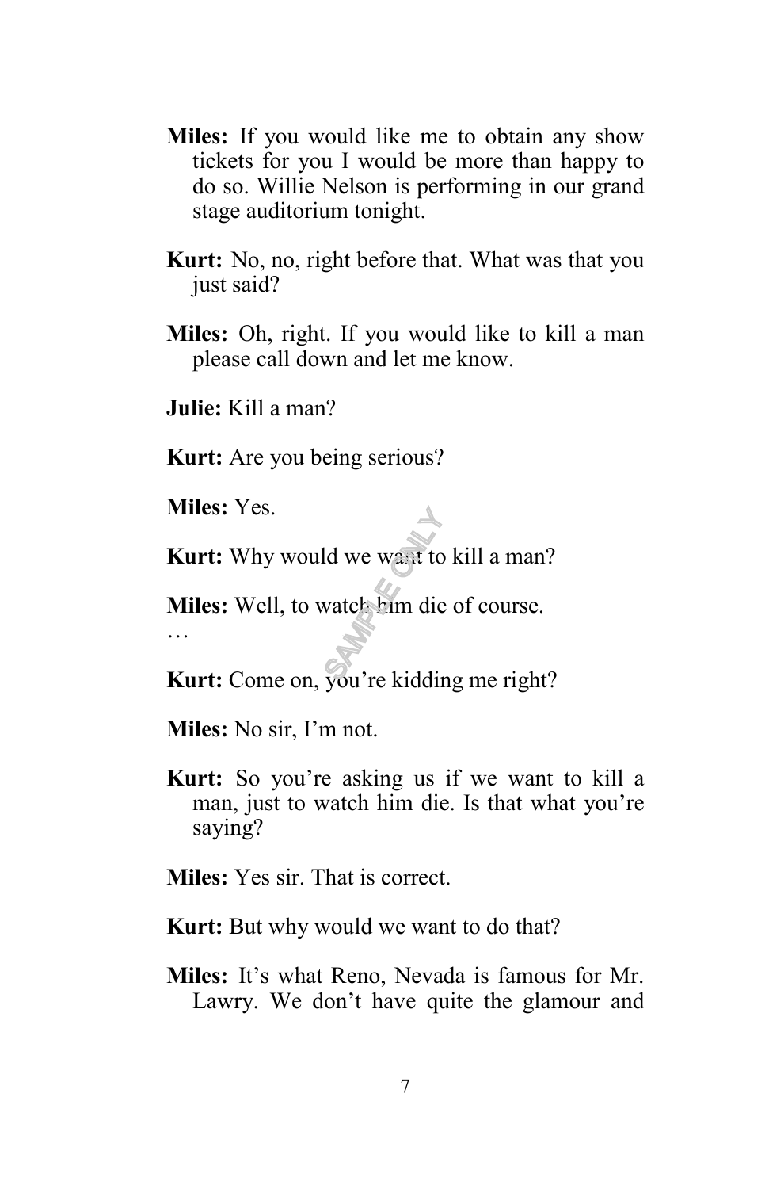**Miles:** If you would like me to obtain any show tickets for you I would be more than happy to do so. Willie Nelson is performing in our grand stage auditorium tonight.

**Kurt:** No, no, right before that. What was that you just said?

**Miles:** Oh, right. If you would like to kill a man please call down and let me know.

**Julie:** Kill a man?

**Kurt:** Are you being serious?

**Miles:** Yes.

**Kurt:** Why would we want to kill a man?

**Miles:** Well, to watch him die of course.

…

**Kurt:** Come on, you're kidding me right?

**Miles:** No sir, I'm not.

**Kurt:** So you're asking us if we want to kill a man, just to watch him die. Is that what you're saying?

**Miles:** Yes sir. That is correct.

**Kurt:** But why would we want to do that?

**Miles:** It's what Reno, Nevada is famous for Mr. Lawry. We don't have quite the glamour and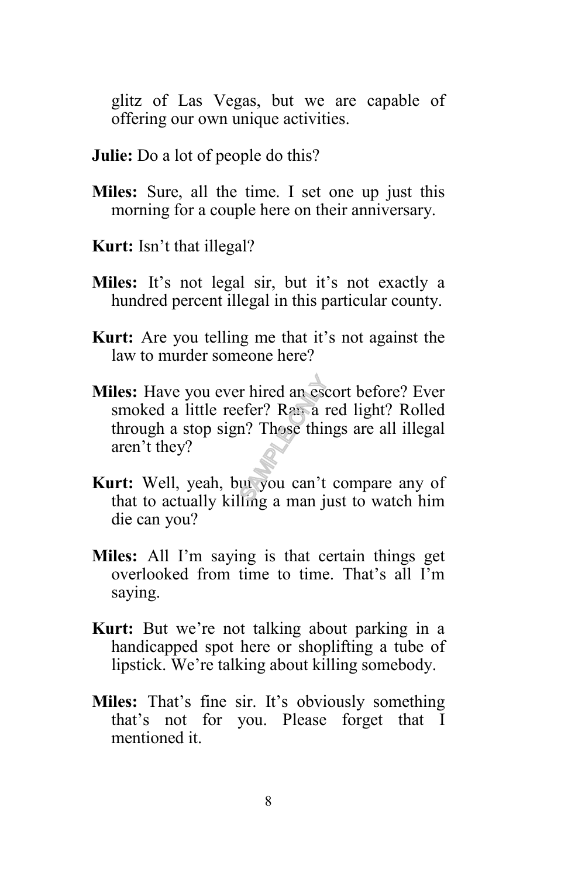glitz of Las Vegas, but we are capable of offering our own unique activities.

**Julie:** Do a lot of people do this?

**Miles:** Sure, all the time. I set one up just this morning for a couple here on their anniversary.

**Kurt:** Isn't that illegal?

**Miles:** It's not legal sir, but it's not exactly a hundred percent illegal in this particular county.

**Kurt:** Are you telling me that it's not against the law to murder someone here?

**Miles:** Have you ever hired an escort before? Ever smoked a little reefer? Ran a red light? Rolled through a stop sign? Those things are all illegal aren't they?

**Kurt:** Well, yeah, but you can't compare any of that to actually killing a man just to watch him die can you?

**Miles:** All I'm saying is that certain things get overlooked from time to time. That's all I'm saying.

**Kurt:** But we're not talking about parking in a handicapped spot here or shoplifting a tube of lipstick. We're talking about killing somebody.

**Miles:** That's fine sir. It's obviously something that's not for you. Please forget that I mentioned it.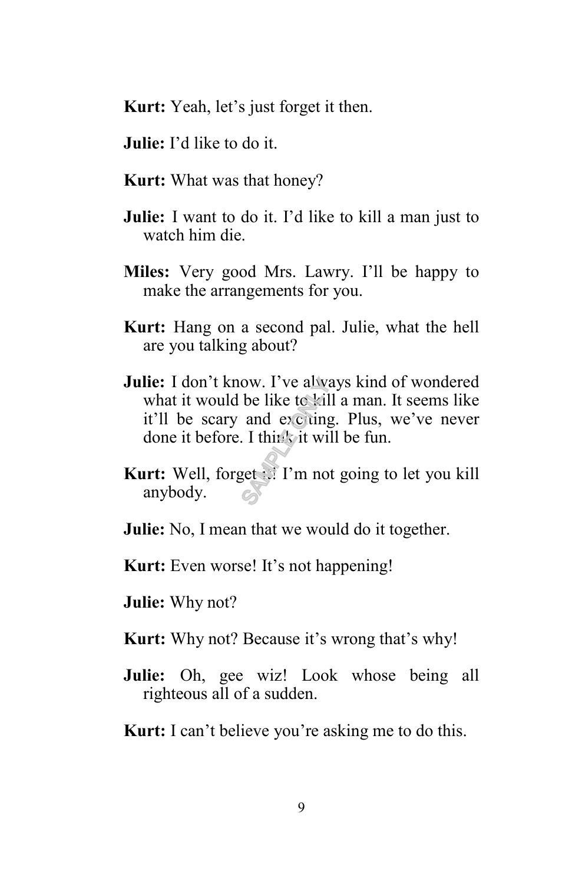**Kurt:** Yeah, let's just forget it then.

**Julie:** I'd like to do it.

**Kurt:** What was that honey?

**Julie:** I want to do it. I'd like to kill a man just to watch him die.

**Miles:** Very good Mrs. Lawry. I'll be happy to make the arrangements for you.

**Kurt:** Hang on a second pal. Julie, what the hell are you talking about?

**Julie:** I don't know. I've always kind of wondered what it would be like to kill a man. It seems like it'll be scary and exciting. Plus, we've never done it before. I think it will be fun.

**Kurt:** Well, forget it! I'm not going to let you kill anybody.

**Julie:** No, I mean that we would do it together.

**Kurt:** Even worse! It's not happening!

**Julie:** Why not?

**Kurt:** Why not? Because it's wrong that's why!

**Julie:** Oh, gee wiz! Look whose being all righteous all of a sudden.

**Kurt:** I can't believe you're asking me to do this.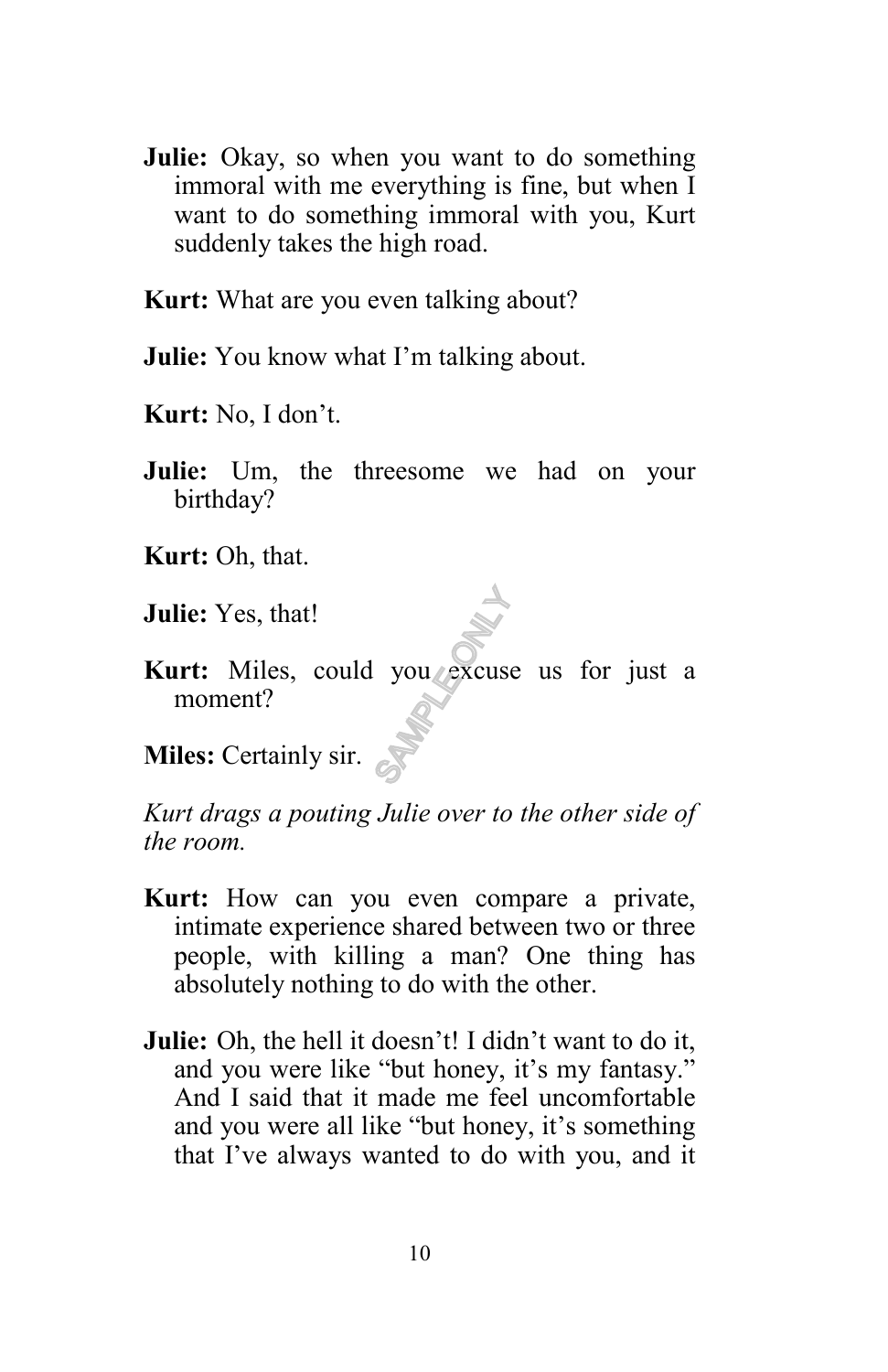**Julie:** Okay, so when you want to do something immoral with me everything is fine, but when I want to do something immoral with you, Kurt suddenly takes the high road.

**Kurt:** What are you even talking about?

**Julie:** You know what I'm talking about.

**Kurt:** No, I don't.

**Julie:** Um, the threesome we had on your birthday?

**Kurt:** Oh, that.

**Julie:** Yes, that!

**Kurt:** Miles, could you excuse us for just a moment?

**Miles:** Certainly sir.

*Kurt drags a pouting Julie over to the other side of the room.*

**Kurt:** How can you even compare a private, intimate experience shared between two or three people, with killing a man? One thing has absolutely nothing to do with the other.

**Julie:** Oh, the hell it doesn't! I didn't want to do it, and you were like "but honey, it's my fantasy." And I said that it made me feel uncomfortable and you were all like "but honey, it's something that I've always wanted to do with you, and it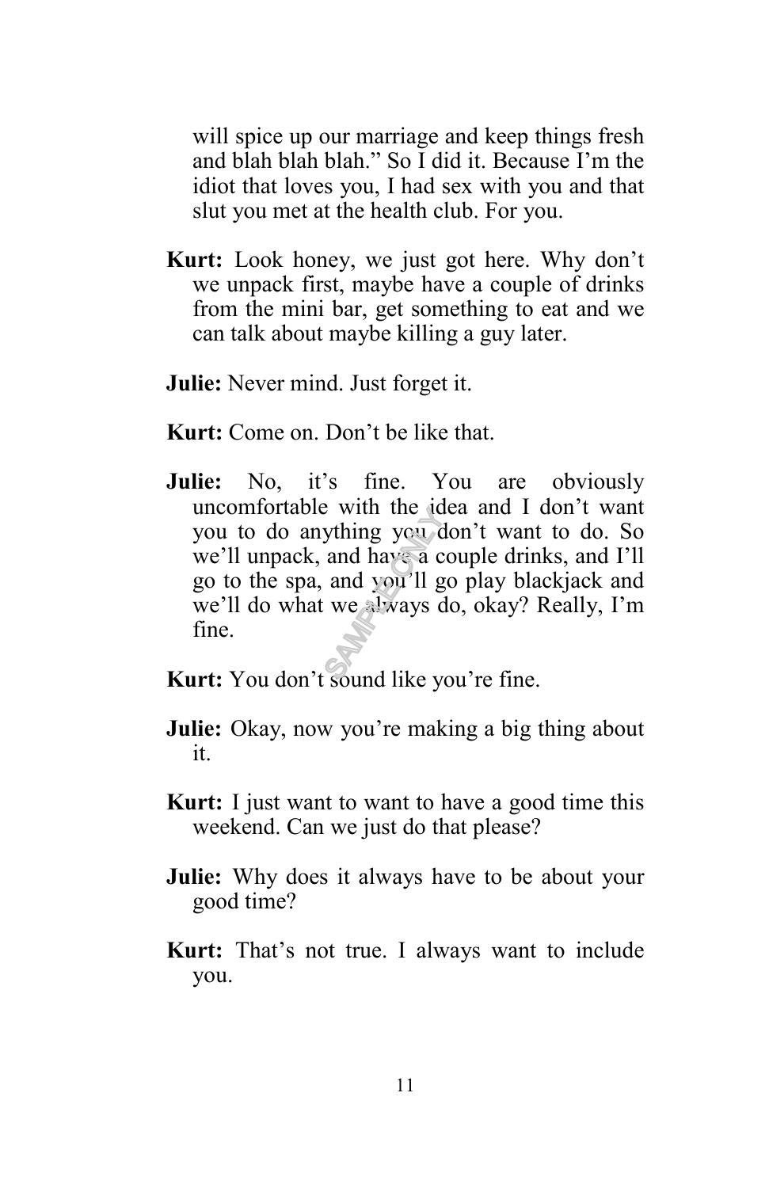will spice up our marriage and keep things fresh and blah blah blah." So I did it. Because I'm the idiot that loves you, I had sex with you and that slut you met at the health club. For you.

**Kurt:** Look honey, we just got here. Why don't we unpack first, maybe have a couple of drinks from the mini bar, get something to eat and we can talk about maybe killing a guy later.

**Julie:** Never mind. Just forget it.

**Kurt:** Come on. Don't be like that.

**Julie:** No, it's fine. You are obviously uncomfortable with the idea and I don't want you to do anything you don't want to do. So we'll unpack, and have a couple drinks, and I'll go to the spa, and you'll go play blackjack and we'll do what we always do, okay? Really, I'm fine.

**Kurt:** You don't sound like you're fine.

**Julie:** Okay, now you're making a big thing about it.

**Kurt:** I just want to want to have a good time this weekend. Can we just do that please?

**Julie:** Why does it always have to be about your good time?

**Kurt:** That's not true. I always want to include you.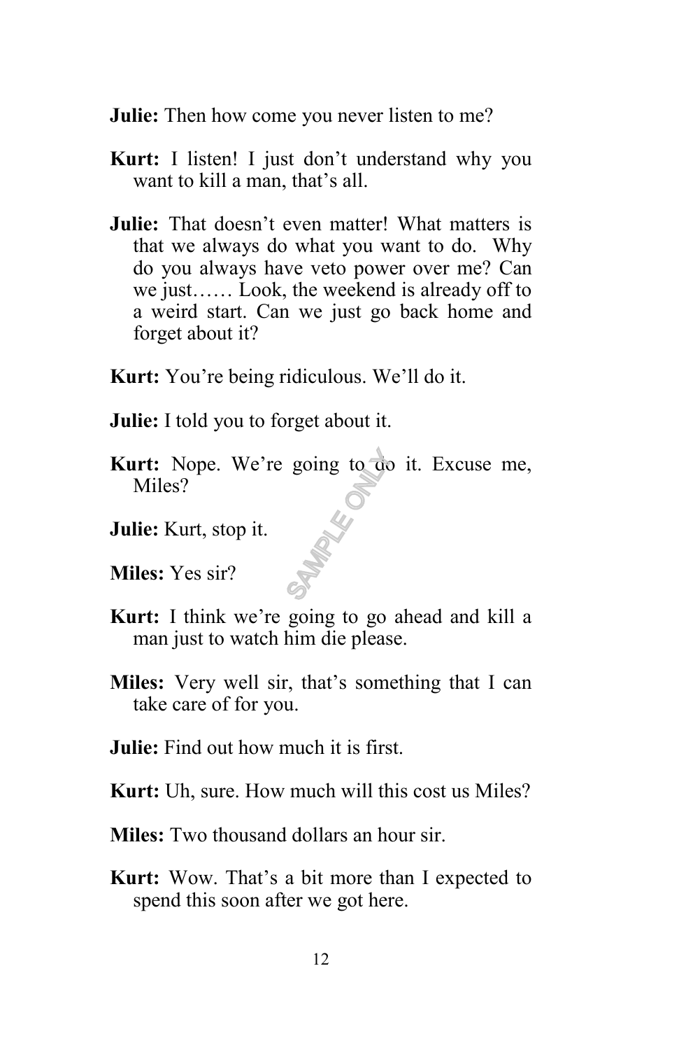**Julie:** Then how come you never listen to me?

**Kurt:** I listen! I just don't understand why you want to kill a man, that's all.

**Julie:** That doesn't even matter! What matters is that we always do what you want to do. Why do you always have veto power over me? Can we just…… Look, the weekend is already off to a weird start. Can we just go back home and forget about it?

**Kurt:** You're being ridiculous. We'll do it.

**Julie:** I told you to forget about it.

**Kurt:** Nope. We're going to do it. Excuse me, Miles?

**Julie:** Kurt, stop it.

**Miles:** Yes sir?

**Kurt:** I think we're going to go ahead and kill a man just to watch him die please.

**Miles:** Very well sir, that's something that I can take care of for you.

**Julie:** Find out how much it is first.

**Kurt:** Uh, sure. How much will this cost us Miles?

**Miles:** Two thousand dollars an hour sir.

**Kurt:** Wow. That's a bit more than I expected to spend this soon after we got here.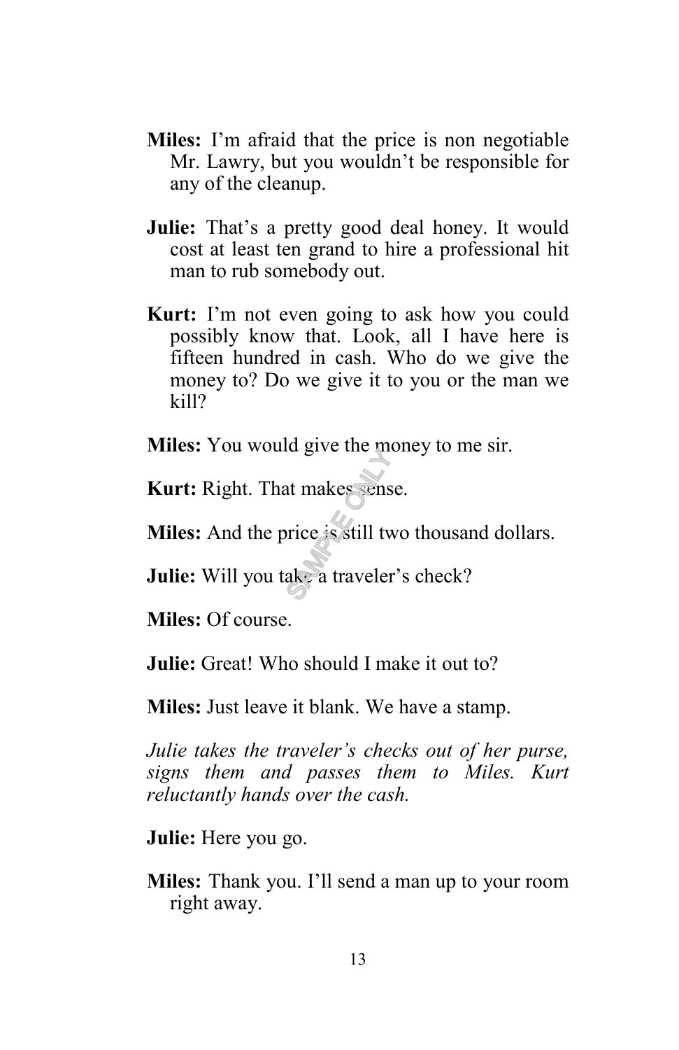**Miles:** I'm afraid that the price is non negotiable Mr. Lawry, but you wouldn't be responsible for any of the cleanup.

**Julie:** That's a pretty good deal honey. It would cost at least ten grand to hire a professional hit man to rub somebody out.

**Kurt:** I'm not even going to ask how you could possibly know that. Look, all I have here is fifteen hundred in cash. Who do we give the money to? Do we give it to you or the man we kill?

**Miles:** You would give the money to me sir.

**Kurt:** Right. That makes sense.

**Miles:** And the price is still two thousand dollars.

**Julie:** Will you take a traveler's check?

**Miles:** Of course.

**Julie:** Great! Who should I make it out to?

**Miles:** Just leave it blank. We have a stamp.

*Julie takes the traveler's checks out of her purse, signs them and passes them to Miles. Kurt reluctantly hands over the cash.*

**Julie:** Here you go.

**Miles:** Thank you. I'll send a man up to your room right away.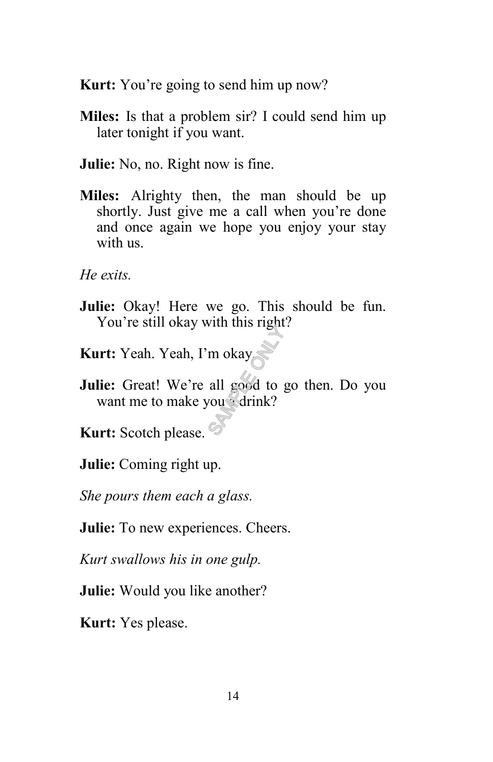**Kurt:** You're going to send him up now?

**Miles:** Is that a problem sir? I could send him up later tonight if you want.

**Julie:** No, no. Right now is fine.

**Miles:** Alrighty then, the man should be up shortly. Just give me a call when you're done and once again we hope you enjoy your stay with us.

*He exits.*

**Julie:** Okay! Here we go. This should be fun. You're still okay with this right?

**Kurt:** Yeah. Yeah, I'm okay.

**Julie:** Great! We're all good to go then. Do you want me to make you a drink?

**Kurt:** Scotch please.

**Julie:** Coming right up.

*She pours them each a glass.*

**Julie:** To new experiences. Cheers.

*Kurt swallows his in one gulp.*

**Julie:** Would you like another?

**Kurt:** Yes please.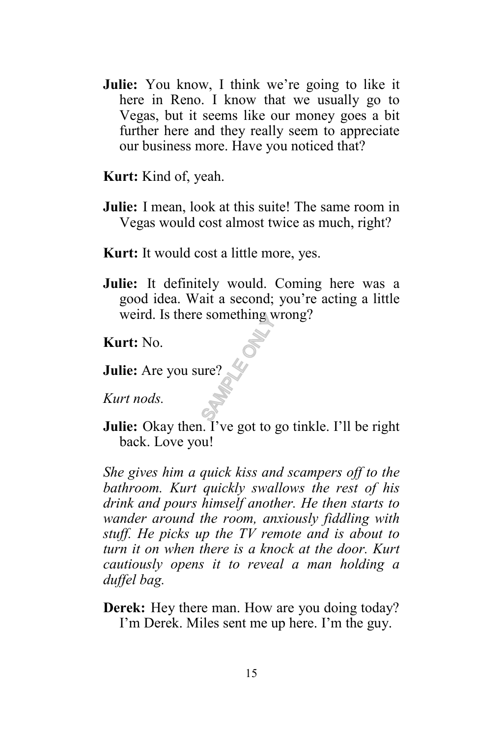**Julie:** You know, I think we're going to like it here in Reno. I know that we usually go to Vegas, but it seems like our money goes a bit further here and they really seem to appreciate our business more. Have you noticed that?

**Kurt:** Kind of, yeah.

**Julie:** I mean, look at this suite! The same room in Vegas would cost almost twice as much, right?

**Kurt:** It would cost a little more, yes.

**Julie:** It definitely would. Coming here was a good idea. Wait a second; you're acting a little weird. Is there something wrong?

**Kurt:** No.

**Julie:** Are you sure?

*Kurt nods.*

**Julie:** Okay then. I've got to go tinkle. I'll be right back. Love you!

*She gives him a quick kiss and scampers off to the bathroom. Kurt quickly swallows the rest of his drink and pours himself another. He then starts to wander around the room, anxiously fiddling with stuff. He picks up the TV remote and is about to turn it on when there is a knock at the door. Kurt cautiously opens it to reveal a man holding a duffel bag.*

**Derek:** Hey there man. How are you doing today? I'm Derek. Miles sent me up here. I'm the guy.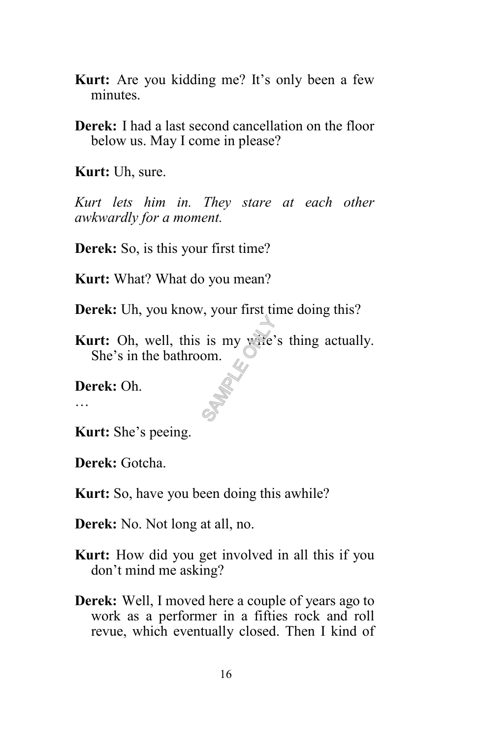**Kurt:** Are you kidding me? It's only been a few minutes.

**Derek:** I had a last second cancellation on the floor below us. May I come in please?

**Kurt:** Uh, sure.

*Kurt lets him in. They stare at each other awkwardly for a moment.*

**Derek:** So, is this your first time?

**Kurt:** What? What do you mean?

**Derek:** Uh, you know, your first time doing this?

**Kurt:** Oh, well, this is my wife's thing actually. She's in the bathroom.

**Derek:** Oh.

…

**Kurt:** She's peeing.

**Derek:** Gotcha.

**Kurt:** So, have you been doing this awhile?

**Derek:** No. Not long at all, no.

**Kurt:** How did you get involved in all this if you don't mind me asking?

**Derek:** Well, I moved here a couple of years ago to work as a performer in a fifties rock and roll revue, which eventually closed. Then I kind of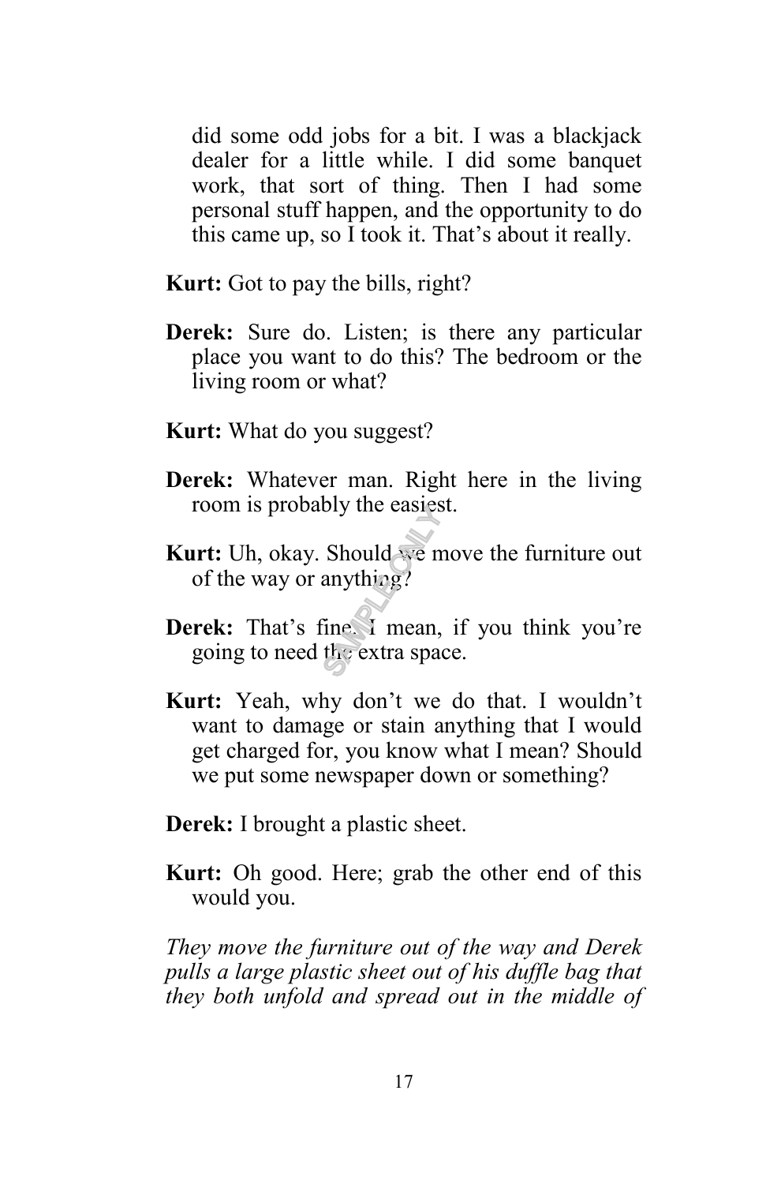did some odd jobs for a bit. I was a blackjack dealer for a little while. I did some banquet work, that sort of thing. Then I had some personal stuff happen, and the opportunity to do this came up, so I took it. That's about it really.

**Kurt:** Got to pay the bills, right?

**Derek:** Sure do. Listen; is there any particular place you want to do this? The bedroom or the living room or what?

**Kurt:** What do you suggest?

**Derek:** Whatever man. Right here in the living room is probably the easiest.

**Kurt:** Uh, okay. Should we move the furniture out of the way or anything?

**Derek:** That's fine. I mean, if you think you're going to need the extra space.

**Kurt:** Yeah, why don't we do that. I wouldn't want to damage or stain anything that I would get charged for, you know what I mean? Should we put some newspaper down or something?

**Derek:** I brought a plastic sheet.

**Kurt:** Oh good. Here; grab the other end of this would you.

*They move the furniture out of the way and Derek pulls a large plastic sheet out of his duffle bag that they both unfold and spread out in the middle of*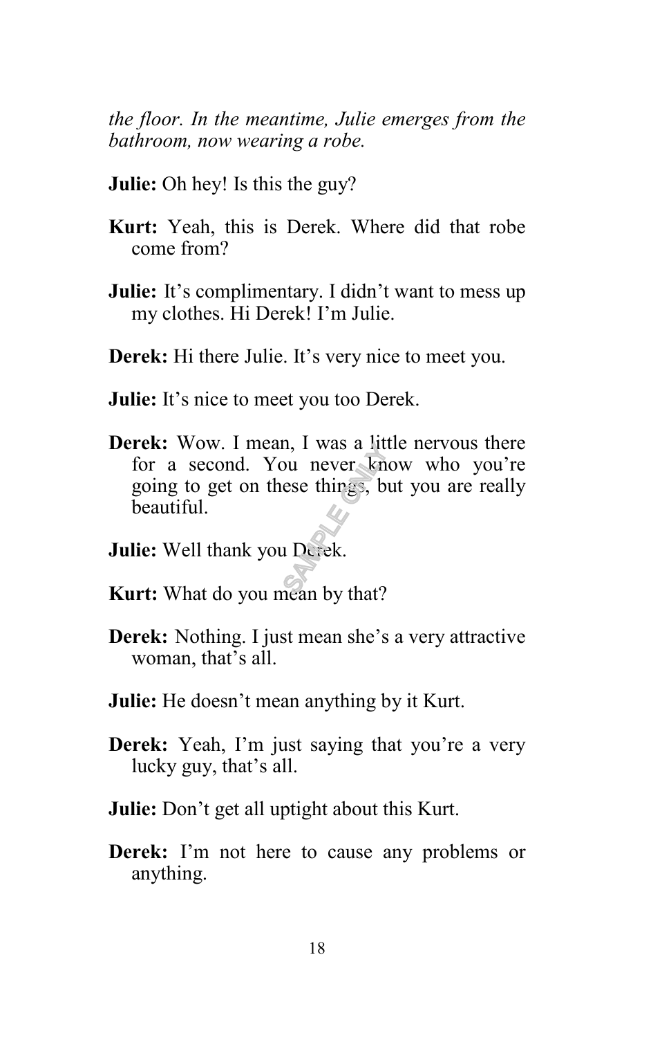*the floor. In the meantime, Julie emerges from the bathroom, now wearing a robe.*

**Julie:** Oh hey! Is this the guy?

**Kurt:** Yeah, this is Derek. Where did that robe come from?

**Julie:** It's complimentary. I didn't want to mess up my clothes. Hi Derek! I'm Julie.

**Derek:** Hi there Julie. It's very nice to meet you.

**Julie:** It's nice to meet you too Derek.

**Derek:** Wow. I mean, I was a little nervous there for a second. You never know who you're going to get on these things, but you are really beautiful.

**Julie:** Well thank you Derek.

**Kurt:** What do you mean by that?

**Derek:** Nothing. I just mean she's a very attractive woman, that's all.

**Julie:** He doesn't mean anything by it Kurt.

**Derek:** Yeah, I'm just saying that you're a very lucky guy, that's all.

**Julie:** Don't get all uptight about this Kurt.

**Derek:** I'm not here to cause any problems or anything.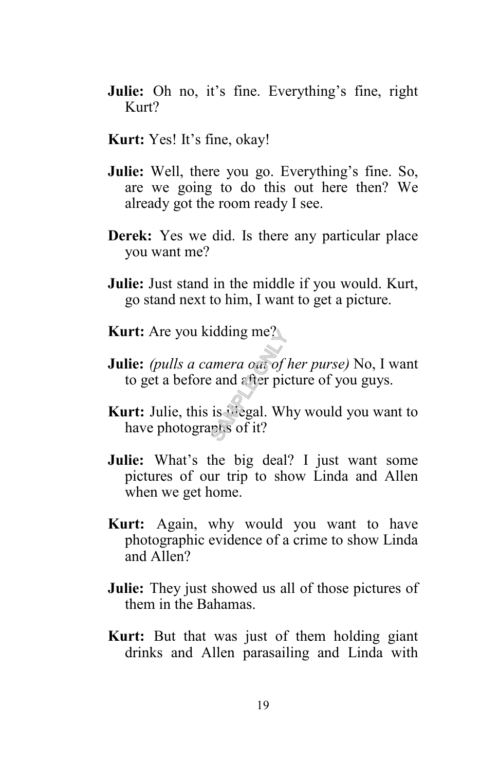**Julie:** Oh no, it's fine. Everything's fine, right Kurt?

**Kurt:** Yes! It's fine, okay!

**Julie:** Well, there you go. Everything's fine. So, are we going to do this out here then? We already got the room ready I see.

**Derek:** Yes we did. Is there any particular place you want me?

**Julie:** Just stand in the middle if you would. Kurt, go stand next to him, I want to get a picture.

**Kurt:** Are you kidding me?

**Julie:** *(pulls a camera out of her purse)* No, I want to get a before and after picture of you guys.

**Kurt:** Julie, this is illegal. Why would you want to have photographs of it?

**Julie:** What's the big deal? I just want some pictures of our trip to show Linda and Allen when we get home.

**Kurt:** Again, why would you want to have photographic evidence of a crime to show Linda and Allen?

**Julie:** They just showed us all of those pictures of them in the Bahamas.

**Kurt:** But that was just of them holding giant drinks and Allen parasailing and Linda with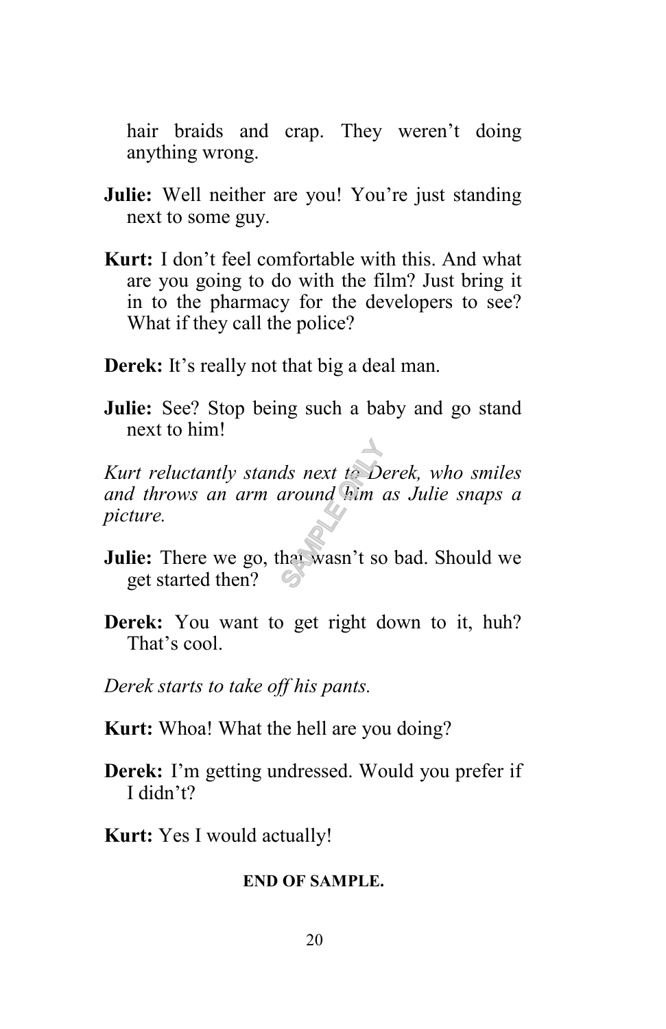hair braids and crap. They weren't doing anything wrong.

**Julie:** Well neither are you! You're just standing next to some guy.

**Kurt:** I don't feel comfortable with this. And what are you going to do with the film? Just bring it in to the pharmacy for the developers to see? What if they call the police?

**Derek:** It's really not that big a deal man.

**Julie:** See? Stop being such a baby and go stand next to him!

*Kurt reluctantly stands next to Derek, who smiles and throws an arm around him as Julie snaps a picture.*

**Julie:** There we go, that wasn't so bad. Should we get started then?

**Derek:** You want to get right down to it, huh? That's cool.

*Derek starts to take off his pants.*

**Kurt:** Whoa! What the hell are you doing?

**Derek:** I'm getting undressed. Would you prefer if I didn't?

**Kurt:** Yes I would actually!

**END OF SAMPLE.**